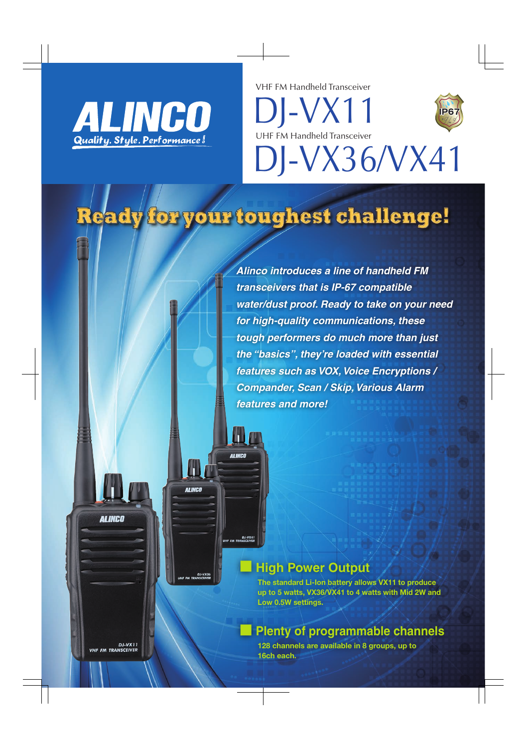ALINCO

Quality. Style. Performance!

VHF FM Handheld Transceiver

# DJ-VX11

UHF FM Handheld Transceiver

# DJ-VX36/VX41

IP67

## Ready for your toughest challenge!

***Alinco introduces a line of handheld FM transceivers that is IP-67 compatible water/dust proof. Ready to take on your need for high-quality communications, these tough performers do much more than just the "basics", they're loaded with essential features such as VOX, Voice Encryptions / Compander, Scan / Skip, Various Alarm features and more!***

### High Power Output

**The standard Li-Ion battery allows VX11 to produce up to 5 watts, VX36/VX41 to 4 watts with Mid 2W and Low 0.5W settings.**

### Plenty of programmable channels

**128 channels are available in 8 groups, up to 16ch each.**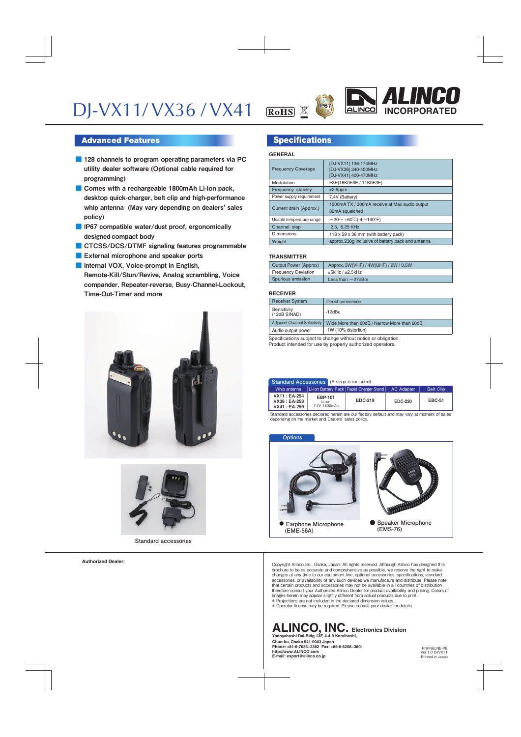# DJ-VX11/VX36/VX41

RoHS

ALINCO INCORPORATED

## Advanced Features

- 128 channels to program operating parameters via PC utility dealer software (Optional cable required for programming)
- Comes with a rechargeable 1800mAh Li-Ion pack, desktop quick-charger, belt clip and high-performance whip antenna (May vary depending on dealers' sales policy)
- IP67 compatible water/dust proof, ergonomically designed compact body
- CTCSS/DCS/DTMF signaling features programmable
- External microphone and speaker ports
- Internal VOX, Voice-prompt in English, Remote-Kill/Stun/Revive, Analog scrambling, Voice compander, Repeater-reverse, Busy-Channel-Lockout, Time-Out-Timer and more

Standard accessories

## Specifications

### GENERAL

| | |
|---|---|
| Frequency Coverage | [DJ-VX11] 136-174MHz<br>[DJ-VX36] 340-400MHz<br>[DJ-VX41] 400-470MHz |
| Modulation | F3E(16K0F3E / 11K0F3E) |
| Frequency stability | ±2.5ppm |
| Power supply requirement | 7.4V (Battery) |
| Current drain (Approx.) | 1500mA TX / 300mA receive at Max audio output<br>80mA squelched |
| Usable temperature range | −20～+60˚C(-4～140°F) |
| Channel step | 2.5, 6.25 KHz |
| Dimensions | 118 x 59 x 38 mm (with battery pack) |
| Weight | approx.230g inclusive of battery pack and antenna |

### TRANSMITTER

| | |
|---|---|
| Output Power (Approx) | Approx. 5W(VHF) / 4W(UHF) / 2W / 0.5W |
| Frequency Deviation | ±5kHz / ±2.5kHz |
| Spurious emission | Less than −27dBm |

### RECEIVER

| | |
|---|---|
| Receiver System | Direct conversion |
| Sensitivity (12dB SINAD) | -12dBu |
| Adjacent Channel Selectivity | Wide More than 60dB / Narrow More than 60dB |
| Audio output power | 1W (10% distortion) |

Specifications subject to change without notice or obligation.
Product intended for use by properly authorized operators.

### Standard Accessories (A strap is included)

| Whip antenna | Li-Ion Battery Pack | Rapid Charger Stand | AC Adapter | Belt Clip |
|---|---|---|---|---|
| VX11 : EA-254<br>VX36 : EA-258<br>VX41 : EA-259 | EBP-101<br>Li-ion<br>7.4V 1800mAh | EDC-219 | EDC-220 | EBC-51 |

Standard accessories declared herein are our factory default and may vary at moment of sales depending on the market and Dealers' sales policy.

### Options

- Earphone Microphone (EME-56A)
- Speaker Microphone (EMS-76)

**Authorized Dealer:**

Copyright Alinco,Inc., Osaka, Japan. All rights reserved. Although Alinco has designed this brochure to be as accurate and comprehensive as possible, we reserve the right to make changes at any time to our equipment line, optional accessories, specifications, standard accessories, or availability of any such devices we manufacture and distribute. Please note that certain products and accessories may not be available in all countries of distribution therefore consult your Authorized Alinco Dealer for product availability and pricing. Colors of images herein may appear slightly different from actual products due to print.
* Projections are not included in the declared dimension values.
* Operator license mey be required. Please consult your dealer for details.

**ALINCO, INC.** Electronics Division
Yodoyabashi Dai-Bldg 13F, 4-4-9 Koraibashi,
Chuo-ku, Osaka 541-0043 Japan
Phone: +81-6-7636-2362 Fax: +86-6-6208-3801
http://www.ALINCO.com
E-mail: export@alinco.co.jp

FNFNELNE-PE
Ver 1.0 DJVX11
Printed in Japan